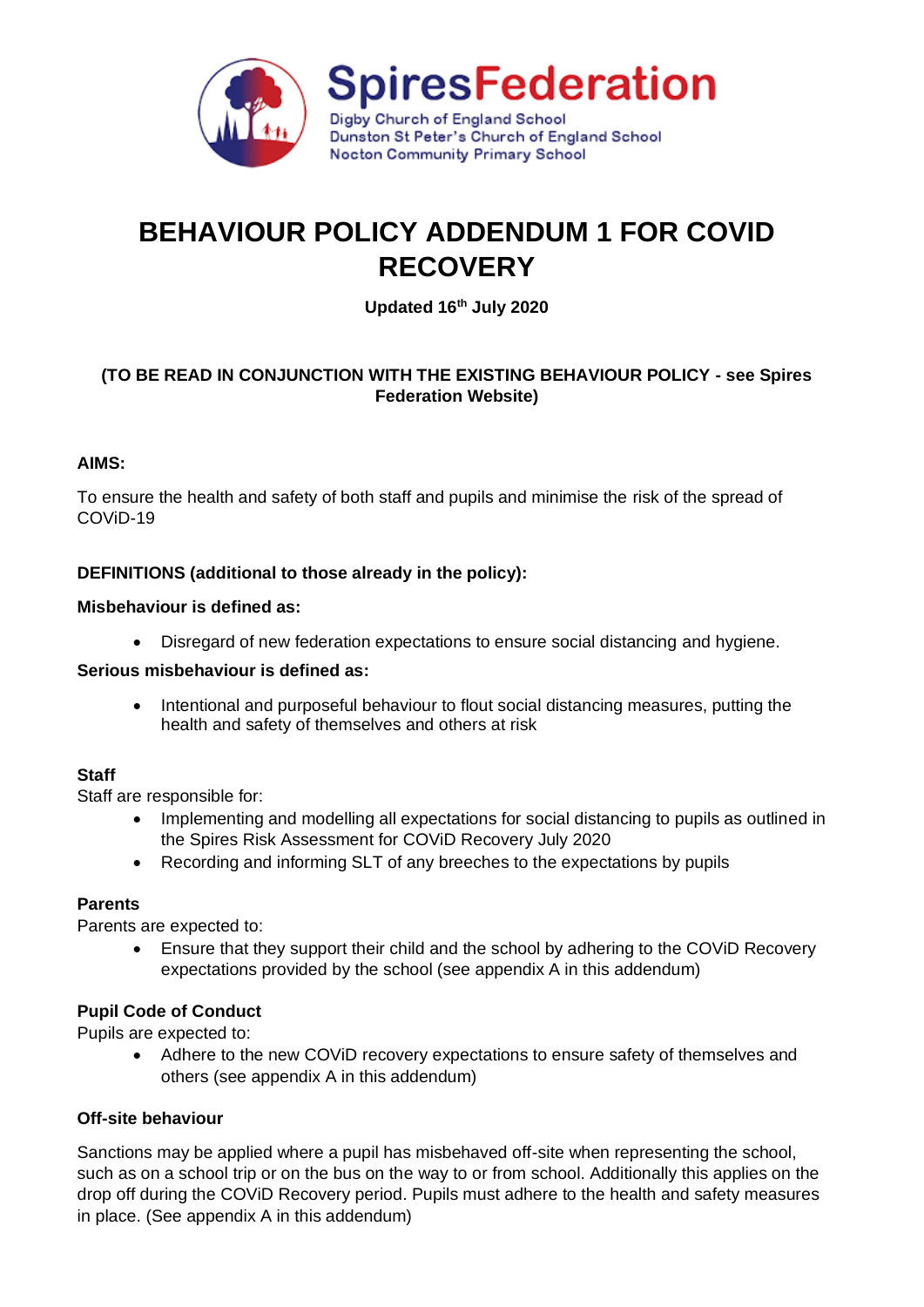SpiresFederation

Digby Church of England School
Dunston St Peter's Church of England School
Nocton Community Primary School

# BEHAVIOUR POLICY ADDENDUM 1 FOR COVID RECOVERY

**Updated 16th July 2020**

**(TO BE READ IN CONJUNCTION WITH THE EXISTING BEHAVIOUR POLICY - see Spires Federation Website)**

**AIMS:**

To ensure the health and safety of both staff and pupils and minimise the risk of the spread of COViD-19

**DEFINITIONS (additional to those already in the policy):**

**Misbehaviour is defined as:**

- Disregard of new federation expectations to ensure social distancing and hygiene.

**Serious misbehaviour is defined as:**

- Intentional and purposeful behaviour to flout social distancing measures, putting the health and safety of themselves and others at risk

**Staff**

Staff are responsible for:

- Implementing and modelling all expectations for social distancing to pupils as outlined in the Spires Risk Assessment for COViD Recovery July 2020
- Recording and informing SLT of any breeches to the expectations by pupils

**Parents**

Parents are expected to:

- Ensure that they support their child and the school by adhering to the COViD Recovery expectations provided by the school (see appendix A in this addendum)

**Pupil Code of Conduct**

Pupils are expected to:

- Adhere to the new COViD recovery expectations to ensure safety of themselves and others (see appendix A in this addendum)

**Off-site behaviour**

Sanctions may be applied where a pupil has misbehaved off-site when representing the school, such as on a school trip or on the bus on the way to or from school. Additionally this applies on the drop off during the COViD Recovery period. Pupils must adhere to the health and safety measures in place. (See appendix A in this addendum)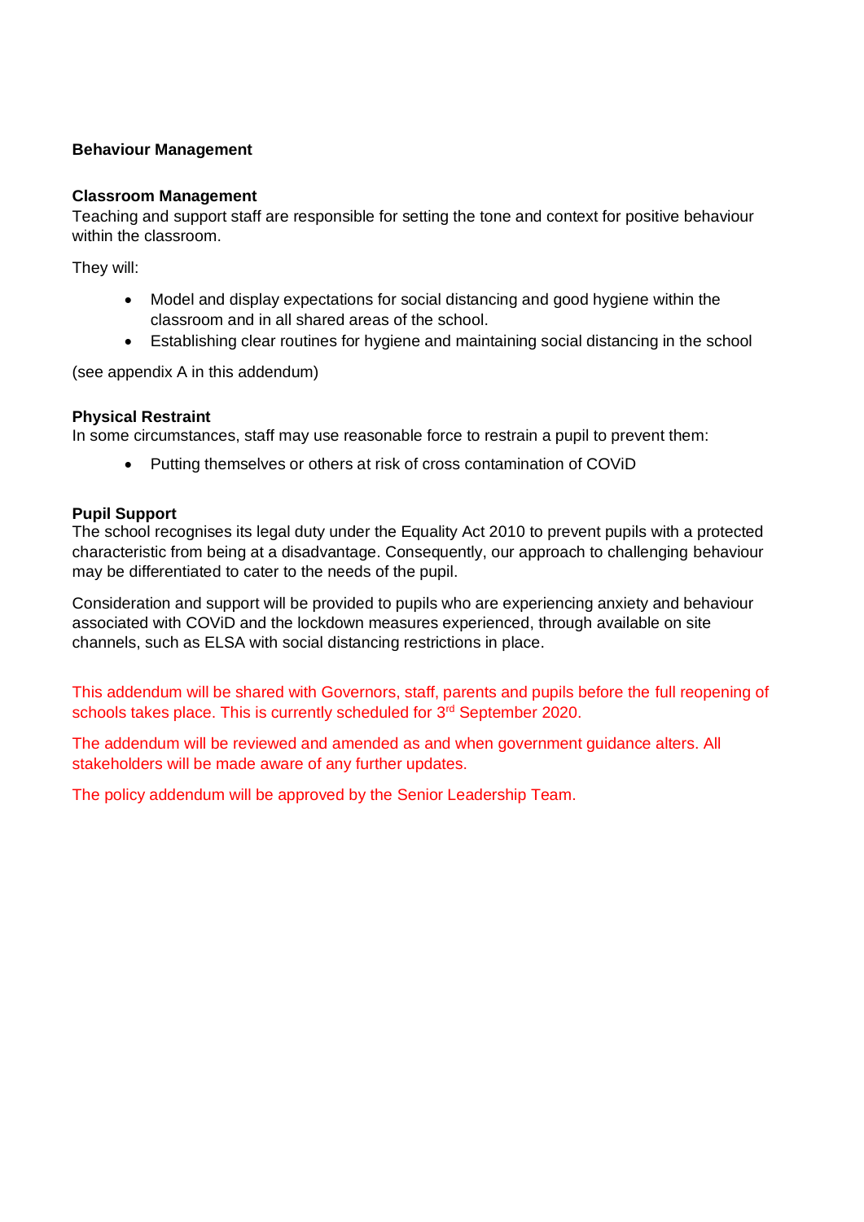**Behaviour Management**

**Classroom Management**
Teaching and support staff are responsible for setting the tone and context for positive behaviour within the classroom.

They will:

- Model and display expectations for social distancing and good hygiene within the classroom and in all shared areas of the school.
- Establishing clear routines for hygiene and maintaining social distancing in the school

(see appendix A in this addendum)

**Physical Restraint**
In some circumstances, staff may use reasonable force to restrain a pupil to prevent them:

- Putting themselves or others at risk of cross contamination of COViD

**Pupil Support**
The school recognises its legal duty under the Equality Act 2010 to prevent pupils with a protected characteristic from being at a disadvantage. Consequently, our approach to challenging behaviour may be differentiated to cater to the needs of the pupil.

Consideration and support will be provided to pupils who are experiencing anxiety and behaviour associated with COViD and the lockdown measures experienced, through available on site channels, such as ELSA with social distancing restrictions in place.

This addendum will be shared with Governors, staff, parents and pupils before the full reopening of schools takes place. This is currently scheduled for 3rd September 2020.

The addendum will be reviewed and amended as and when government guidance alters. All stakeholders will be made aware of any further updates.

The policy addendum will be approved by the Senior Leadership Team.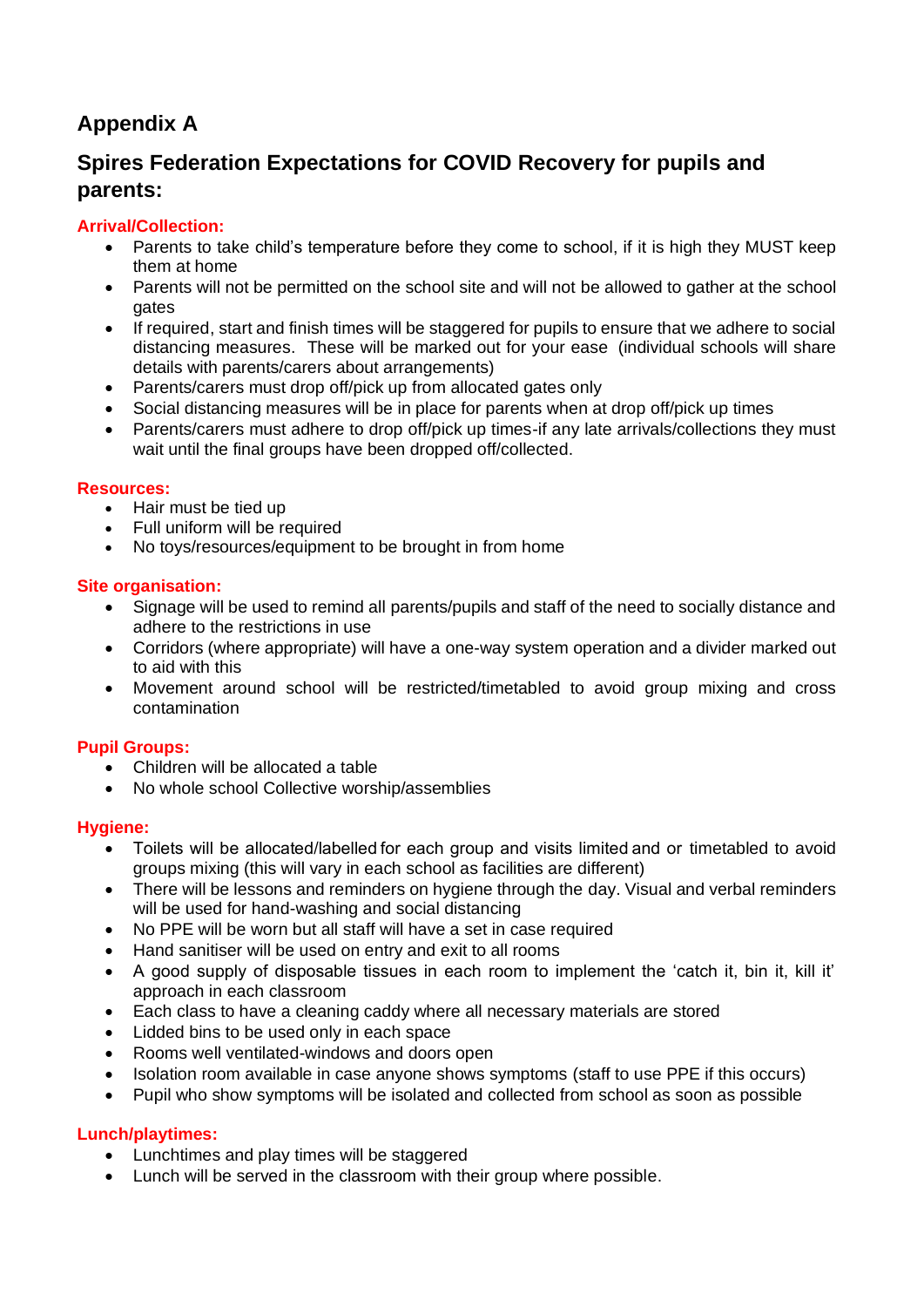## Appendix A

## Spires Federation Expectations for COVID Recovery for pupils and parents:

**Arrival/Collection:**

- Parents to take child's temperature before they come to school, if it is high they MUST keep them at home
- Parents will not be permitted on the school site and will not be allowed to gather at the school gates
- If required, start and finish times will be staggered for pupils to ensure that we adhere to social distancing measures. These will be marked out for your ease (individual schools will share details with parents/carers about arrangements)
- Parents/carers must drop off/pick up from allocated gates only
- Social distancing measures will be in place for parents when at drop off/pick up times
- Parents/carers must adhere to drop off/pick up times-if any late arrivals/collections they must wait until the final groups have been dropped off/collected.

**Resources:**

- Hair must be tied up
- Full uniform will be required
- No toys/resources/equipment to be brought in from home

**Site organisation:**

- Signage will be used to remind all parents/pupils and staff of the need to socially distance and adhere to the restrictions in use
- Corridors (where appropriate) will have a one-way system operation and a divider marked out to aid with this
- Movement around school will be restricted/timetabled to avoid group mixing and cross contamination

**Pupil Groups:**

- Children will be allocated a table
- No whole school Collective worship/assemblies

**Hygiene:**

- Toilets will be allocated/labelled for each group and visits limited and or timetabled to avoid groups mixing (this will vary in each school as facilities are different)
- There will be lessons and reminders on hygiene through the day. Visual and verbal reminders will be used for hand-washing and social distancing
- No PPE will be worn but all staff will have a set in case required
- Hand sanitiser will be used on entry and exit to all rooms
- A good supply of disposable tissues in each room to implement the 'catch it, bin it, kill it' approach in each classroom
- Each class to have a cleaning caddy where all necessary materials are stored
- Lidded bins to be used only in each space
- Rooms well ventilated-windows and doors open
- Isolation room available in case anyone shows symptoms (staff to use PPE if this occurs)
- Pupil who show symptoms will be isolated and collected from school as soon as possible

**Lunch/playtimes:**

- Lunchtimes and play times will be staggered
- Lunch will be served in the classroom with their group where possible.